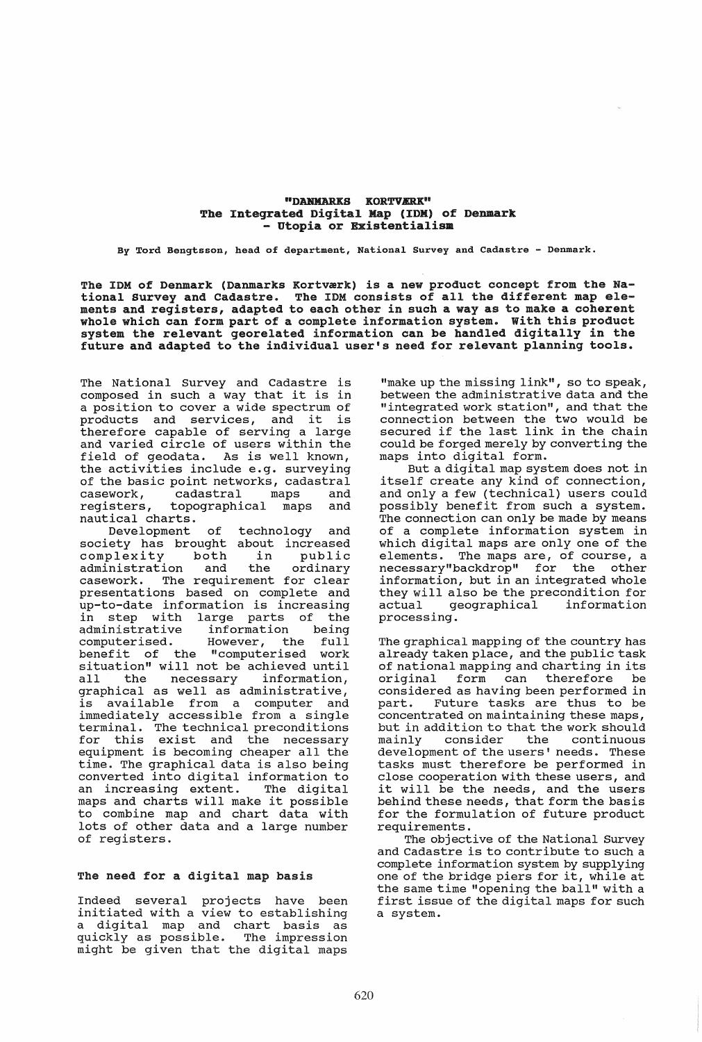# "DANMARKS KORTVÆRK"
# The Integrated Digital Map (IDM) of Denmark - Utopia or Existentialism

By Tord Bengtsson, head of department, National Survey and Cadastre - Denmark.

**The IDM of Denmark (Danmarks Kortværk) is a new product concept from the National Survey and Cadastre. The IDM consists of all the different map elements and registers, adapted to each other in such a way as to make a coherent whole which can form part of a complete information system. With this product system the relevant georelated information can be handled digitally in the future and adapted to the individual user's need for relevant planning tools.**

The National Survey and Cadastre is composed in such a way that it is in a position to cover a wide spectrum of products and services, and it is therefore capable of serving a large and varied circle of users within the field of geodata. As is well known, the activities include e.g. surveying of the basic point networks, cadastral casework, cadastral maps and registers, topographical maps and nautical charts.

Development of technology and society has brought about increased complexity both in public administration and the ordinary casework. The requirement for clear presentations based on complete and up-to-date information is increasing in step with large parts of the administrative information being computerised. However, the full benefit of the "computerised work situation" will not be achieved until all the necessary information, graphical as well as administrative, is available from a computer and immediately accessible from a single terminal. The technical preconditions for this exist and the necessary equipment is becoming cheaper all the time. The graphical data is also being converted into digital information to an increasing extent. The digital maps and charts will make it possible to combine map and chart data with lots of other data and a large number of registers.

## The need for a digital map basis

Indeed several projects have been initiated with a view to establishing a digital map and chart basis as quickly as possible. The impression might be given that the digital maps "make up the missing link", so to speak, between the administrative data and the "integrated work station", and that the connection between the two would be secured if the last link in the chain could be forged merely by converting the maps into digital form.

But a digital map system does not in itself create any kind of connection, and only a few (technical) users could possibly benefit from such a system. The connection can only be made by means of a complete information system in which digital maps are only one of the elements. The maps are, of course, a necessary"backdrop" for the other information, but in an integrated whole they will also be the precondition for actual geographical information processing.

The graphical mapping of the country has already taken place, and the public task of national mapping and charting in its original form can therefore be considered as having been performed in part. Future tasks are thus to be concentrated on maintaining these maps, but in addition to that the work should mainly consider the continuous development of the users' needs. These tasks must therefore be performed in close cooperation with these users, and it will be the needs, and the users behind these needs, that form the basis for the formulation of future product requirements.

The objective of the National Survey and Cadastre is to contribute to such a complete information system by supplying one of the bridge piers for it, while at the same time "opening the ball" with a first issue of the digital maps for such a system.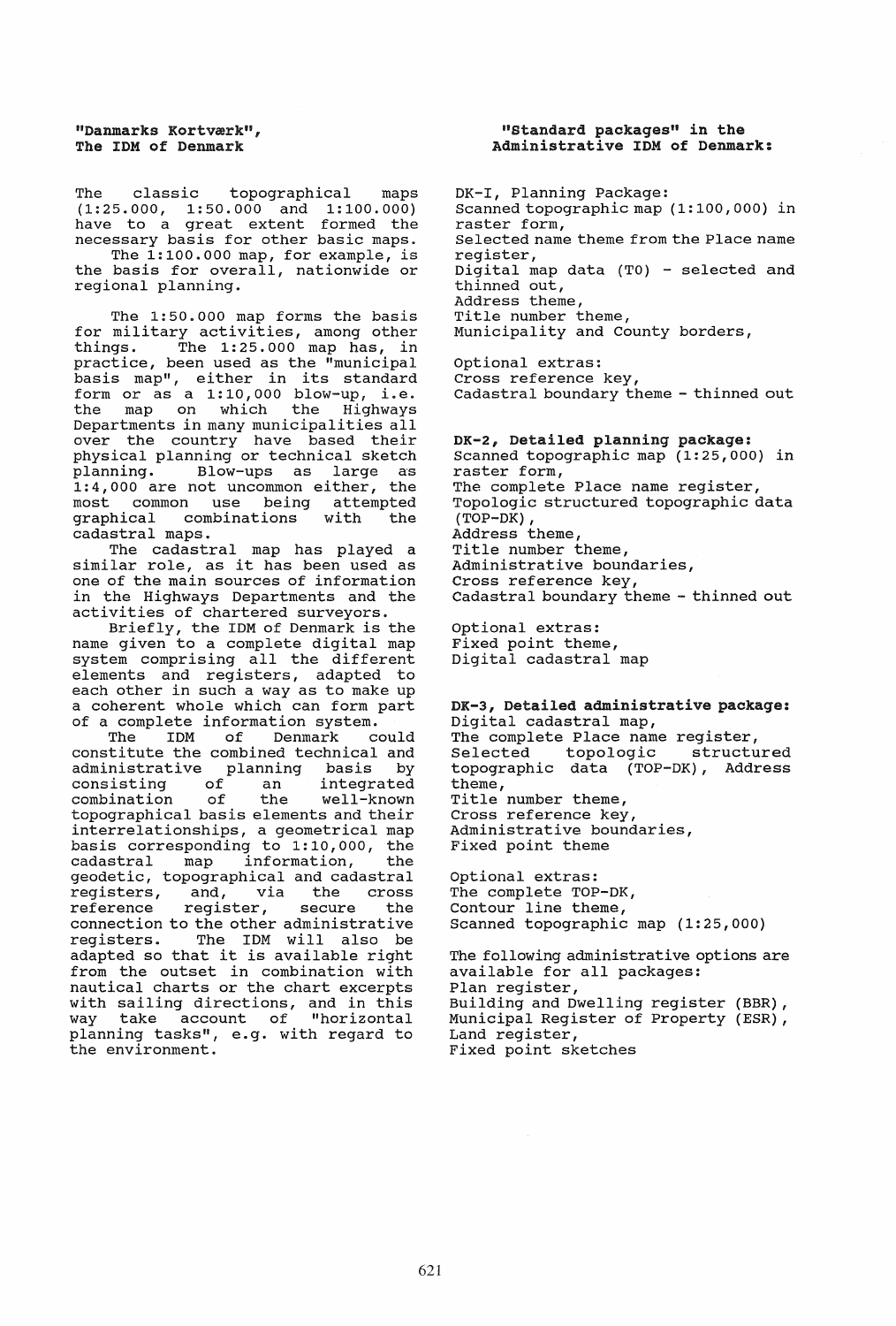### "Danmarks Kortværk", The IDM of Denmark

The classic topographical maps (1:25.000, 1:50.000 and 1:100.000) have to a great extent formed the necessary basis for other basic maps. The 1:100.000 map, for example, is the basis for overall, nationwide or regional planning.

The 1:50.000 map forms the basis for military activities, among other things. The 1:25.000 map has, in practice, been used as the "municipal basis map", either in its standard form or as a 1:10,000 blow-up, i.e. the map on which the Highways Departments in many municipalities all over the country have based their physical planning or technical sketch planning. Blow-ups as large as 1:4,000 are not uncommon either, the most common use being attempted graphical combinations with the cadastral maps.

The cadastral map has played a similar role, as it has been used as one of the main sources of information in the Highways Departments and the activities of chartered surveyors.

Briefly, the IDM of Denmark is the name given to a complete digital map system comprising all the different elements and registers, adapted to each other in such a way as to make up a coherent whole which can form part of a complete information system.

The IDM of Denmark could constitute the combined technical and administrative planning basis by consisting of an integrated combination of the well-known topographical basis elements and their interrelationships, a geometrical map basis corresponding to 1:10,000, the cadastral map information, the geodetic, topographical and cadastral registers, and, via the cross reference register, secure the connection to the other administrative registers. The IDM will also be adapted so that it is available right from the outset in combination with nautical charts or the chart excerpts with sailing directions, and in this way take account of "horizontal planning tasks", e.g. with regard to the environment.

### "Standard packages" in the Administrative IDM of Denmark:

DK-I, Planning Package:
Scanned topographic map (1:100,000) in raster form,
Selected name theme from the Place name register,
Digital map data (T0) - selected and thinned out,
Address theme,
Title number theme,
Municipality and County borders,

Optional extras:
Cross reference key,
Cadastral boundary theme - thinned out

**DK-2, Detailed planning package:**
Scanned topographic map (1:25,000) in raster form,
The complete Place name register,
Topologic structured topographic data (TOP-DK),
Address theme,
Title number theme,
Administrative boundaries,
Cross reference key,
Cadastral boundary theme - thinned out

Optional extras:
Fixed point theme,
Digital cadastral map

**DK-3, Detailed administrative package:**
Digital cadastral map,
The complete Place name register,
Selected topologic structured topographic data (TOP-DK), Address theme,
Title number theme,
Cross reference key,
Administrative boundaries,
Fixed point theme

Optional extras:
The complete TOP-DK,
Contour line theme,
Scanned topographic map (1:25,000)

The following administrative options are available for all packages:
Plan register,
Building and Dwelling register (BBR),
Municipal Register of Property (ESR),
Land register,
Fixed point sketches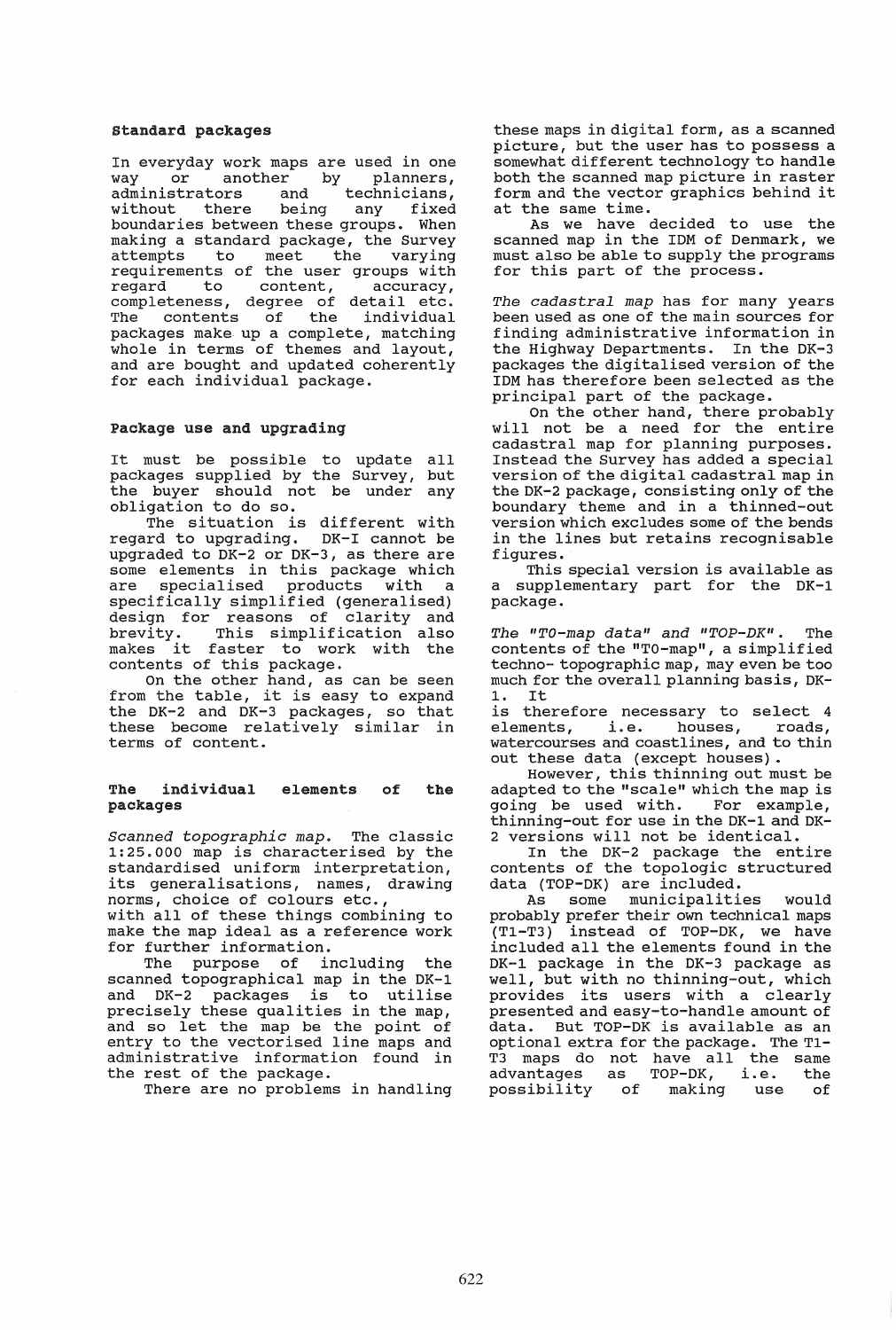### Standard packages

In everyday work maps are used in one way or another by planners, administrators and technicians, without there being any fixed boundaries between these groups. When making a standard package, the Survey attempts to meet the varying requirements of the user groups with regard to content, accuracy, completeness, degree of detail etc. The contents of the individual packages make up a complete, matching whole in terms of themes and layout, and are bought and updated coherently for each individual package.

### Package use and upgrading

It must be possible to update all packages supplied by the Survey, but the buyer should not be under any obligation to do so.

The situation is different with regard to upgrading. DK-I cannot be upgraded to DK-2 or DK-3, as there are some elements in this package which are specialised products with a specifically simplified (generalised) design for reasons of clarity and brevity. This simplification also makes it faster to work with the contents of this package.

On the other hand, as can be seen from the table, it is easy to expand the DK-2 and DK-3 packages, so that these become relatively similar in terms of content.

### The individual elements of the packages

*Scanned topographic map.* The classic 1:25.000 map is characterised by the standardised uniform interpretation, its generalisations, names, drawing norms, choice of colours etc., with all of these things combining to make the map ideal as a reference work for further information.

The purpose of including the scanned topographical map in the DK-1 and DK-2 packages is to utilise precisely these qualities in the map, and so let the map be the point of entry to the vectorised line maps and administrative information found in the rest of the package.

There are no problems in handling these maps in digital form, as a scanned picture, but the user has to possess a somewhat different technology to handle both the scanned map picture in raster form and the vector graphics behind it at the same time.

As we have decided to use the scanned map in the IDM of Denmark, we must also be able to supply the programs for this part of the process.

*The cadastral map* has for many years been used as one of the main sources for finding administrative information in the Highway Departments. In the DK-3 packages the digitalised version of the IDM has therefore been selected as the principal part of the package.

On the other hand, there probably will not be a need for the entire cadastral map for planning purposes. Instead the Survey has added a special version of the digital cadastral map in the DK-2 package, consisting only of the boundary theme and in a thinned-out version which excludes some of the bends in the lines but retains recognisable figures.

This special version is available as a supplementary part for the DK-1 package.

*The "TO-map data" and "TOP-DK".* The contents of the "TO-map", a simplified techno- topographic map, may even be too much for the overall planning basis, DK-1. It is therefore necessary to select 4 elements, i.e. houses, roads, watercourses and coastlines, and to thin out these data (except houses).

However, this thinning out must be adapted to the "scale" which the map is going be used with. For example, thinning-out for use in the DK-1 and DK-2 versions will not be identical.

In the DK-2 package the entire contents of the topologic structured data (TOP-DK) are included.

As some municipalities would probably prefer their own technical maps (T1-T3) instead of TOP-DK, we have included all the elements found in the DK-1 package in the DK-3 package as well, but with no thinning-out, which provides its users with a clearly presented and easy-to-handle amount of data. But TOP-DK is available as an optional extra for the package. The T1-T3 maps do not have all the same advantages as TOP-DK, i.e. the possibility of making use of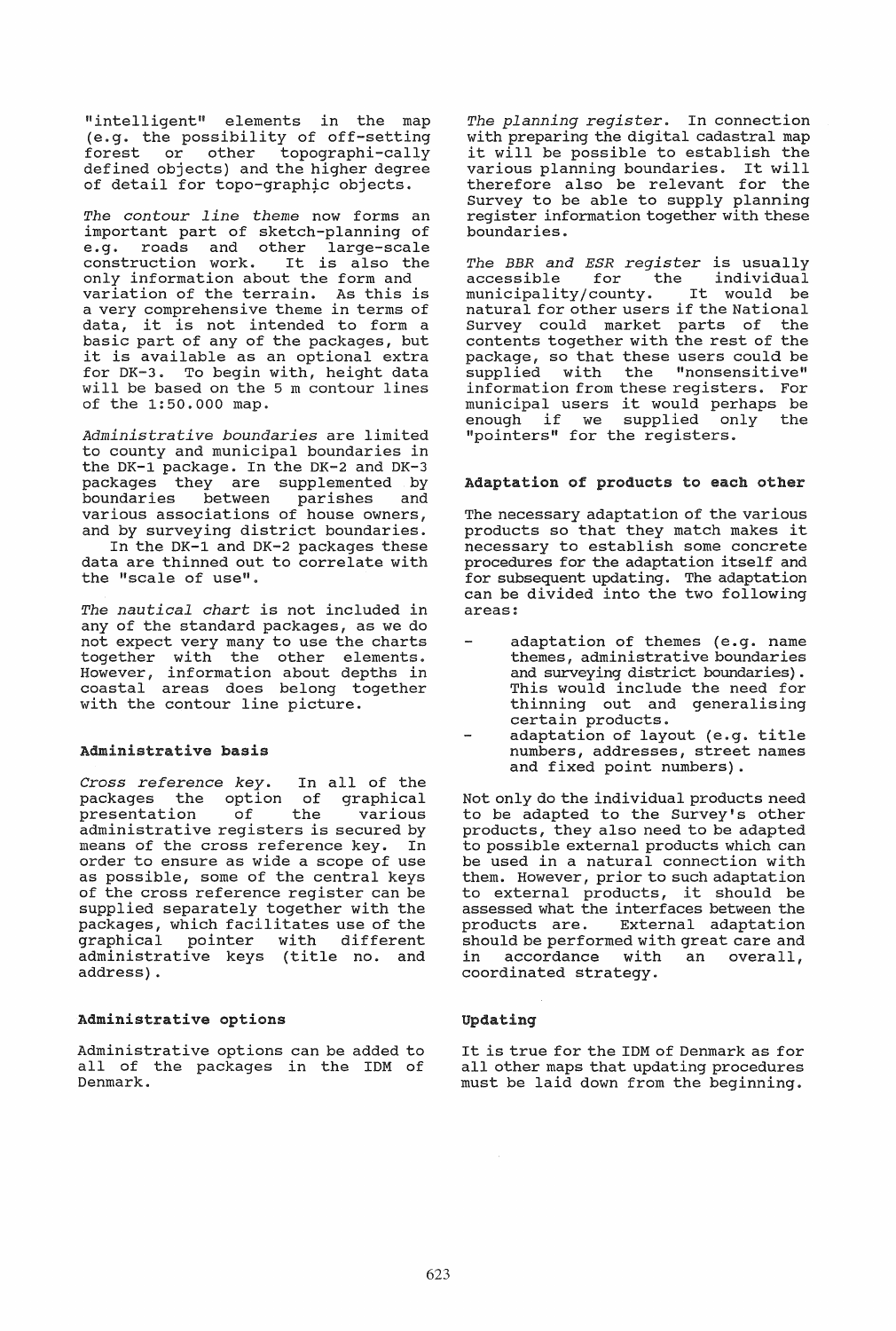"intelligent" elements in the map (e.g. the possibility of off-setting forest or other topographi-cally defined objects) and the higher degree of detail for topo-graphic objects.

*The contour line theme* now forms an important part of sketch-planning of e.g. roads and other large-scale construction work. It is also the only information about the form and variation of the terrain. As this is a very comprehensive theme in terms of data, it is not intended to form a basic part of any of the packages, but it is available as an optional extra for DK-3. To begin with, height data will be based on the 5 m contour lines of the 1:50.000 map.

*Administrative boundaries* are limited to county and municipal boundaries in the DK-1 package. In the DK-2 and DK-3 packages they are supplemented by boundaries between parishes and various associations of house owners, and by surveying district boundaries.

In the DK-1 and DK-2 packages these data are thinned out to correlate with the "scale of use".

*The nautical chart* is not included in any of the standard packages, as we do not expect very many to use the charts together with the other elements. However, information about depths in coastal areas does belong together with the contour line picture.

## Administrative basis

*Cross reference key*. In all of the packages the option of graphical presentation of the various administrative registers is secured by means of the cross reference key. In order to ensure as wide a scope of use as possible, some of the central keys of the cross reference register can be supplied separately together with the packages, which facilitates use of the graphical pointer with different administrative keys (title no. and address).

## Administrative options

Administrative options can be added to all of the packages in the IDM of Denmark.

*The planning register*. In connection with preparing the digital cadastral map it will be possible to establish the various planning boundaries. It will therefore also be relevant for the Survey to be able to supply planning register information together with these boundaries.

*The BBR and ESR register* is usually accessible for the individual municipality/county. It would be natural for other users if the National Survey could market parts of the contents together with the rest of the package, so that these users could be supplied with the "nonsensitive" information from these registers. For municipal users it would perhaps be enough if we supplied only the "pointers" for the registers.

## Adaptation of products to each other

The necessary adaptation of the various products so that they match makes it necessary to establish some concrete procedures for the adaptation itself and for subsequent updating. The adaptation can be divided into the two following areas:

- adaptation of themes (e.g. name themes, administrative boundaries and surveying district boundaries). This would include the need for thinning out and generalising certain products.
- adaptation of layout (e.g. title numbers, addresses, street names and fixed point numbers).

Not only do the individual products need to be adapted to the Survey's other products, they also need to be adapted to possible external products which can be used in a natural connection with them. However, prior to such adaptation to external products, it should be assessed what the interfaces between the products are. External adaptation should be performed with great care and in accordance with an overall, coordinated strategy.

## Updating

It is true for the IDM of Denmark as for all other maps that updating procedures must be laid down from the beginning.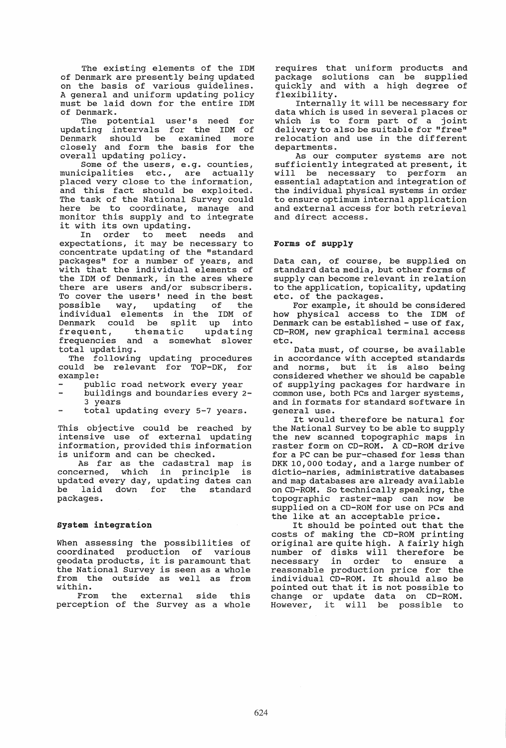The existing elements of the IDM of Denmark are presently being updated on the basis of various guidelines. A general and uniform updating policy must be laid down for the entire IDM of Denmark.

The potential user's need for updating intervals for the IDM of Denmark should be examined more closely and form the basis for the overall updating policy.

Some of the users, e.g. counties, municipalities etc., are actually placed very close to the information, and this fact should be exploited. The task of the National Survey could here be to coordinate, manage and monitor this supply and to integrate it with its own updating.

In order to meet needs and expectations, it may be necessary to concentrate updating of the "standard packages" for a number of years, and with that the individual elements of the IDM of Denmark, in the ares where there are users and/or subscribers. To cover the users' need in the best possible way, updating of the individual elements in the IDM of Denmark could be split up into frequent, thematic updating frequencies and a somewhat slower total updating.

The following updating procedures could be relevant for TOP-DK, for example:

- public road network every year
- buildings and boundaries every 2-3 years
- total updating every 5-7 years.

This objective could be reached by intensive use of external updating information, provided this information is uniform and can be checked.

As far as the cadastral map is concerned, which in principle is updated every day, updating dates can be laid down for the standard packages.

## System integration

When assessing the possibilities of coordinated production of various geodata products, it is paramount that the National Survey is seen as a whole from the outside as well as from within.

From the external side this perception of the Survey as a whole requires that uniform products and package solutions can be supplied quickly and with a high degree of flexibility.

Internally it will be necessary for data which is used in several places or which is to form part of a joint delivery to also be suitable for "free" relocation and use in the different departments.

As our computer systems are not sufficiently integrated at present, it will be necessary to perform an essential adaptation and integration of the individual physical systems in order to ensure optimum internal application and external access for both retrieval and direct access.

## Forms of supply

Data can, of course, be supplied on standard data media, but other forms of supply can become relevant in relation to the application, topicality, updating etc. of the packages.

For example, it should be considered how physical access to the IDM of Denmark can be established - use of fax, CD-ROM, new graphical terminal access etc.

Data must, of course, be available in accordance with accepted standards and norms, but it is also being considered whether we should be capable of supplying packages for hardware in common use, both PCs and larger systems, and in formats for standard software in general use.

It would therefore be natural for the National Survey to be able to supply the new scanned topographic maps in raster form on CD-ROM. A CD-ROM drive for a PC can be pur-chased for less than DKK 10,000 today, and a large number of dictio-naries, administrative databases and map databases are already available on CD-ROM. So technically speaking, the topographic raster-map can now be supplied on a CD-ROM for use on PCs and the like at an acceptable price.

It should be pointed out that the costs of making the CD-ROM printing original are quite high. A fairly high number of disks will therefore be necessary in order to ensure a reasonable production price for the individual CD-ROM. It should also be pointed out that it is not possible to change or update data on CD-ROM. However, it will be possible to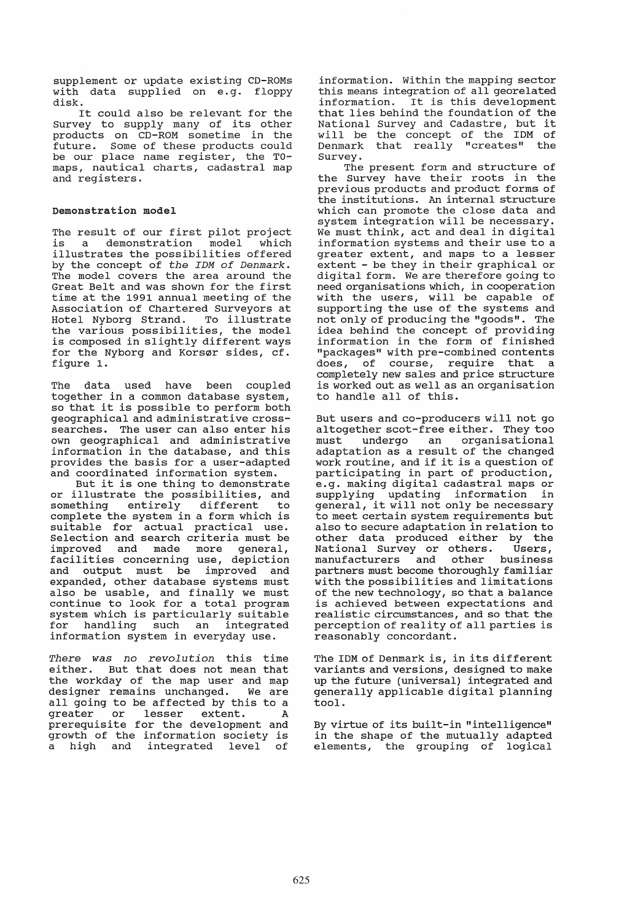supplement or update existing CD-ROMs with data supplied on e.g. floppy disk.

It could also be relevant for the Survey to supply many of its other products on CD-ROM sometime in the future. Some of these products could be our place name register, the TO-maps, nautical charts, cadastral map and registers.

**Demonstration model**

The result of our first pilot project is a demonstration model which illustrates the possibilities offered by the concept of *the IDM of Denmark*. The model covers the area around the Great Belt and was shown for the first time at the 1991 annual meeting of the Association of Chartered Surveyors at Hotel Nyborg Strand. To illustrate the various possibilities, the model is composed in slightly different ways for the Nyborg and Korsør sides, cf. figure 1.

The data used have been coupled together in a common database system, so that it is possible to perform both geographical and administrative cross-searches. The user can also enter his own geographical and administrative information in the database, and this provides the basis for a user-adapted and coordinated information system.

But it is one thing to demonstrate or illustrate the possibilities, and something entirely different to complete the system in a form which is suitable for actual practical use. Selection and search criteria must be improved and made more general, facilities concerning use, depiction and output must be improved and expanded, other database systems must also be usable, and finally we must continue to look for a total program system which is particularly suitable for handling such an integrated information system in everyday use.

*There was no revolution* this time either. But that does not mean that the workday of the map user and map designer remains unchanged. We are all going to be affected by this to a greater or lesser extent. A prerequisite for the development and growth of the information society is a high and integrated level of information. Within the mapping sector this means integration of all georelated information. It is this development that lies behind the foundation of the National Survey and Cadastre, but it will be the concept of the IDM of Denmark that really "creates" the Survey.

The present form and structure of the Survey have their roots in the previous products and product forms of the institutions. An internal structure which can promote the close data and system integration will be necessary. We must think, act and deal in digital information systems and their use to a greater extent, and maps to a lesser extent - be they in their graphical or digital form. We are therefore going to need organisations which, in cooperation with the users, will be capable of supporting the use of the systems and not only of producing the "goods". The idea behind the concept of providing information in the form of finished "packages" with pre-combined contents does, of course, require that a completely new sales and price structure is worked out as well as an organisation to handle all of this.

But users and co-producers will not go altogether scot-free either. They too must undergo an organisational adaptation as a result of the changed work routine, and if it is a question of participating in part of production, e.g. making digital cadastral maps or supplying updating information in general, it will not only be necessary to meet certain system requirements but also to secure adaptation in relation to other data produced either by the National Survey or others. Users, manufacturers and other business partners must become thoroughly familiar with the possibilities and limitations of the new technology, so that a balance is achieved between expectations and realistic circumstances, and so that the perception of reality of all parties is reasonably concordant.

The IDM of Denmark is, in its different variants and versions, designed to make up the future (universal) integrated and generally applicable digital planning tool.

By virtue of its built-in "intelligence" in the shape of the mutually adapted elements, the grouping of logical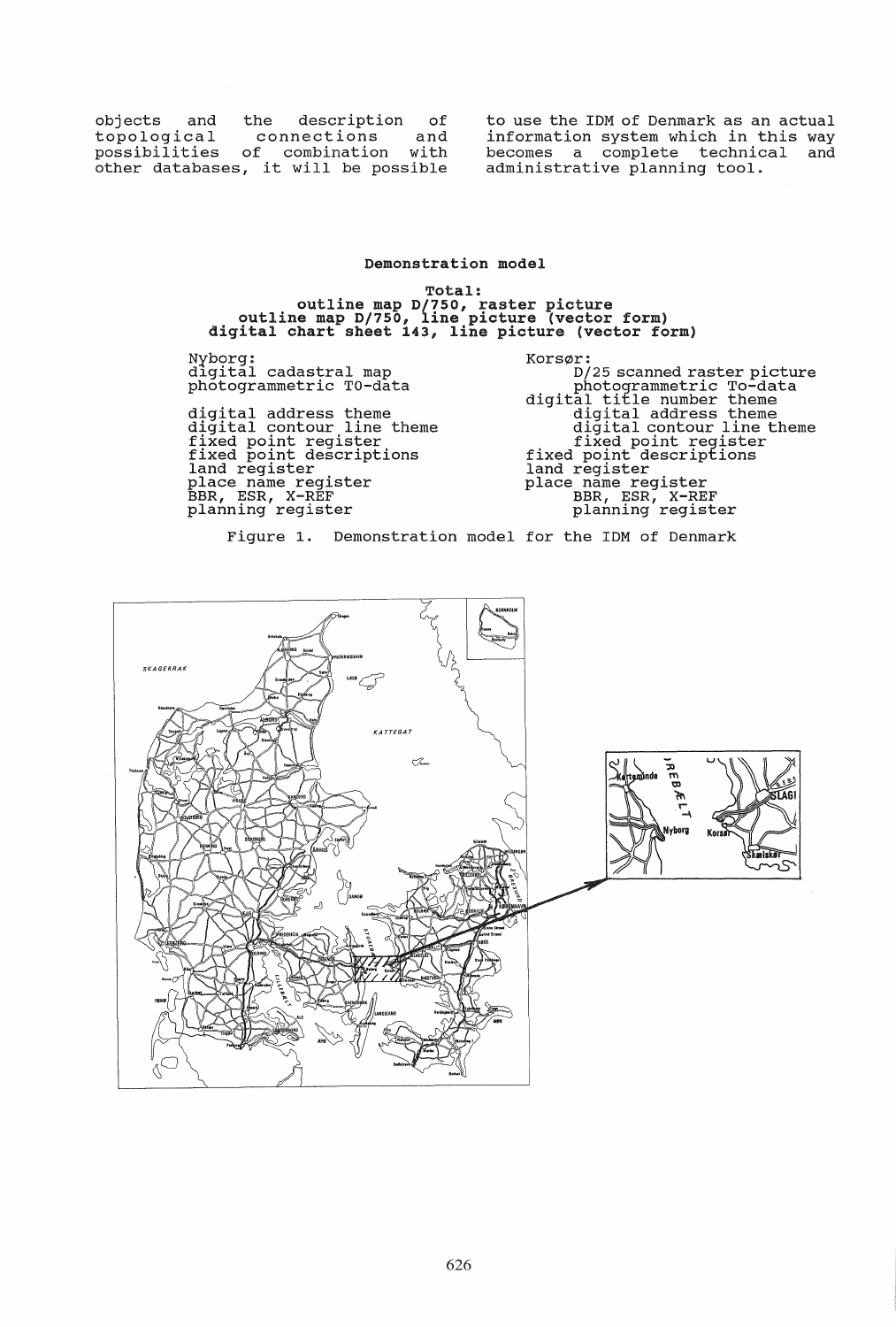objects and the description of topological connections and possibilities of combination with other databases, it will be possible to use the IDM of Denmark as an actual information system which in this way becomes a complete technical and administrative planning tool.

**Demonstration model**

**Total:**
**outline map D/750, raster picture**
**outline map D/750, line picture (vector form)**
**digital chart sheet 143, line picture (vector form)**

Nyborg:
digital cadastral map
photogrammetric T0-data

digital address theme
digital contour line theme
fixed point register
fixed point descriptions
land register
place name register
BBR, ESR, X-REF
planning register

Korsør:
D/25 scanned raster picture
photogrammetric To-data
digital title number theme
digital address theme
digital contour line theme
fixed point register
fixed point descriptions
land register
place name register
BBR, ESR, X-REF
planning register

Figure 1. Demonstration model for the IDM of Denmark